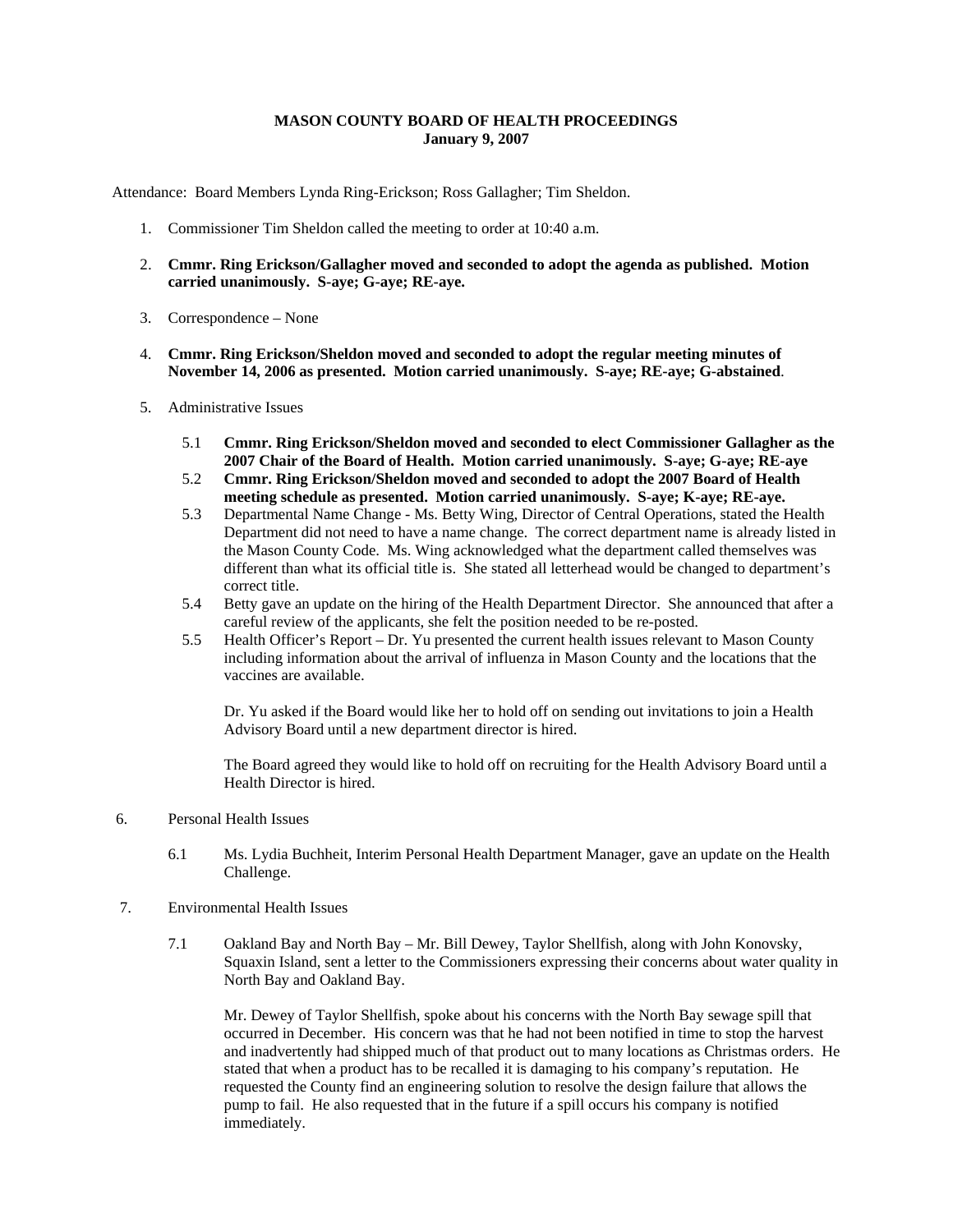**MASON COUNTY BOARD OF HEALTH PROCEEDINGS**
**January 9, 2007**

Attendance: Board Members Lynda Ring-Erickson; Ross Gallagher; Tim Sheldon.

1. Commissioner Tim Sheldon called the meeting to order at 10:40 a.m.

2. **Cmmr. Ring Erickson/Gallagher moved and seconded to adopt the agenda as published. Motion carried unanimously. S-aye; G-aye; RE-aye.**

3. Correspondence – None

4. **Cmmr. Ring Erickson/Sheldon moved and seconded to adopt the regular meeting minutes of November 14, 2006 as presented. Motion carried unanimously. S-aye; RE-aye; G-abstained**.

5. Administrative Issues

   5.1 **Cmmr. Ring Erickson/Sheldon moved and seconded to elect Commissioner Gallagher as the 2007 Chair of the Board of Health. Motion carried unanimously. S-aye; G-aye; RE-aye**

   5.2 **Cmmr. Ring Erickson/Sheldon moved and seconded to adopt the 2007 Board of Health meeting schedule as presented. Motion carried unanimously. S-aye; K-aye; RE-aye.**

   5.3 Departmental Name Change - Ms. Betty Wing, Director of Central Operations, stated the Health Department did not need to have a name change. The correct department name is already listed in the Mason County Code. Ms. Wing acknowledged what the department called themselves was different than what its official title is. She stated all letterhead would be changed to department's correct title.

   5.4 Betty gave an update on the hiring of the Health Department Director. She announced that after a careful review of the applicants, she felt the position needed to be re-posted.

   5.5 Health Officer's Report – Dr. Yu presented the current health issues relevant to Mason County including information about the arrival of influenza in Mason County and the locations that the vaccines are available.

   Dr. Yu asked if the Board would like her to hold off on sending out invitations to join a Health Advisory Board until a new department director is hired.

   The Board agreed they would like to hold off on recruiting for the Health Advisory Board until a Health Director is hired.

6. Personal Health Issues

   6.1 Ms. Lydia Buchheit, Interim Personal Health Department Manager, gave an update on the Health Challenge.

7. Environmental Health Issues

   7.1 Oakland Bay and North Bay – Mr. Bill Dewey, Taylor Shellfish, along with John Konovsky, Squaxin Island, sent a letter to the Commissioners expressing their concerns about water quality in North Bay and Oakland Bay.

   Mr. Dewey of Taylor Shellfish, spoke about his concerns with the North Bay sewage spill that occurred in December. His concern was that he had not been notified in time to stop the harvest and inadvertently had shipped much of that product out to many locations as Christmas orders. He stated that when a product has to be recalled it is damaging to his company's reputation. He requested the County find an engineering solution to resolve the design failure that allows the pump to fail. He also requested that in the future if a spill occurs his company is notified immediately.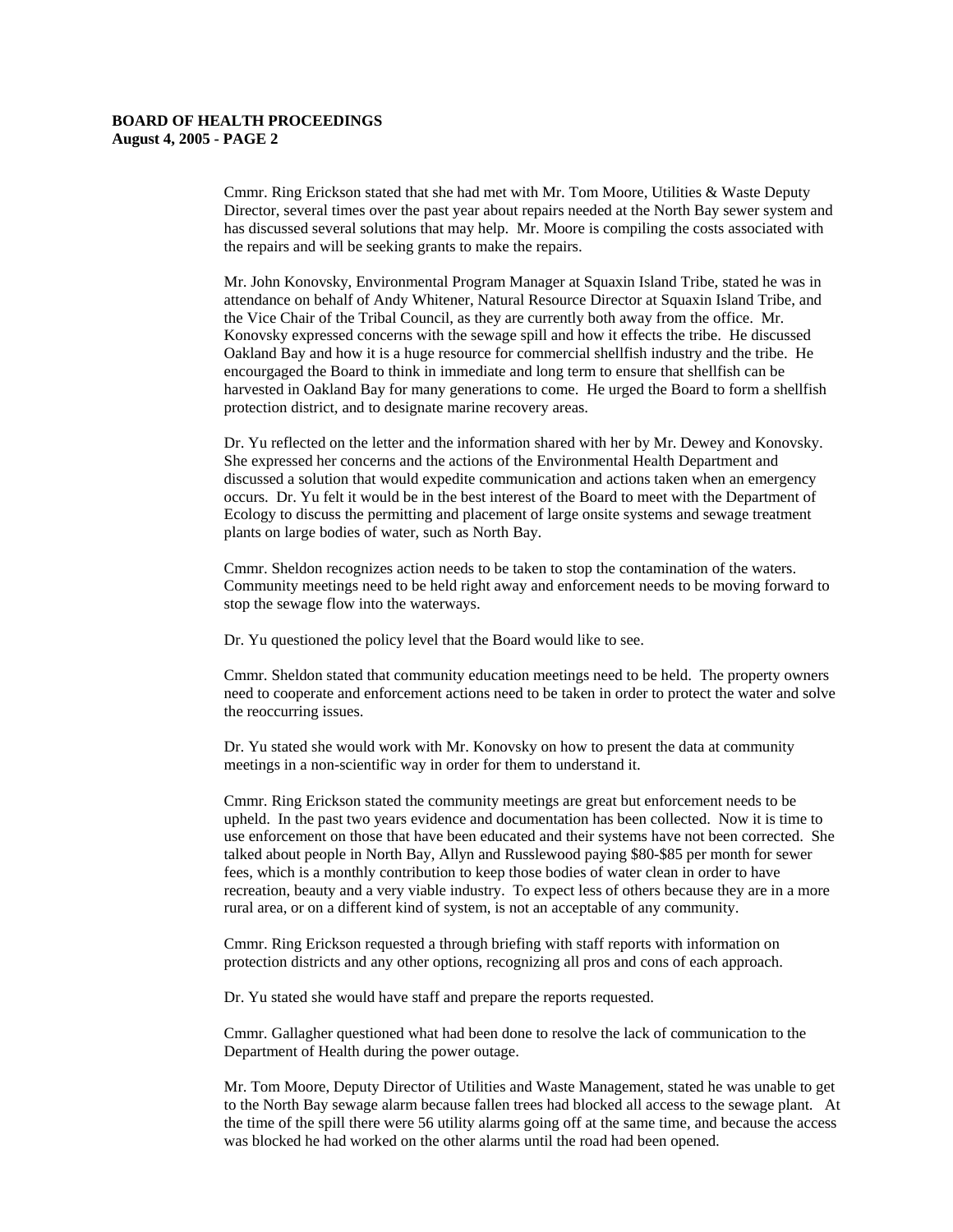Cmmr. Ring Erickson stated that she had met with Mr. Tom Moore, Utilities & Waste Deputy Director, several times over the past year about repairs needed at the North Bay sewer system and has discussed several solutions that may help. Mr. Moore is compiling the costs associated with the repairs and will be seeking grants to make the repairs.

Mr. John Konovsky, Environmental Program Manager at Squaxin Island Tribe, stated he was in attendance on behalf of Andy Whitener, Natural Resource Director at Squaxin Island Tribe, and the Vice Chair of the Tribal Council, as they are currently both away from the office. Mr. Konovsky expressed concerns with the sewage spill and how it effects the tribe. He discussed Oakland Bay and how it is a huge resource for commercial shellfish industry and the tribe. He encourgaged the Board to think in immediate and long term to ensure that shellfish can be harvested in Oakland Bay for many generations to come. He urged the Board to form a shellfish protection district, and to designate marine recovery areas.

Dr. Yu reflected on the letter and the information shared with her by Mr. Dewey and Konovsky. She expressed her concerns and the actions of the Environmental Health Department and discussed a solution that would expedite communication and actions taken when an emergency occurs. Dr. Yu felt it would be in the best interest of the Board to meet with the Department of Ecology to discuss the permitting and placement of large onsite systems and sewage treatment plants on large bodies of water, such as North Bay.

Cmmr. Sheldon recognizes action needs to be taken to stop the contamination of the waters. Community meetings need to be held right away and enforcement needs to be moving forward to stop the sewage flow into the waterways.

Dr. Yu questioned the policy level that the Board would like to see.

Cmmr. Sheldon stated that community education meetings need to be held. The property owners need to cooperate and enforcement actions need to be taken in order to protect the water and solve the reoccurring issues.

Dr. Yu stated she would work with Mr. Konovsky on how to present the data at community meetings in a non-scientific way in order for them to understand it.

Cmmr. Ring Erickson stated the community meetings are great but enforcement needs to be upheld. In the past two years evidence and documentation has been collected. Now it is time to use enforcement on those that have been educated and their systems have not been corrected. She talked about people in North Bay, Allyn and Russlewood paying $80-$85 per month for sewer fees, which is a monthly contribution to keep those bodies of water clean in order to have recreation, beauty and a very viable industry. To expect less of others because they are in a more rural area, or on a different kind of system, is not an acceptable of any community.

Cmmr. Ring Erickson requested a through briefing with staff reports with information on protection districts and any other options, recognizing all pros and cons of each approach.

Dr. Yu stated she would have staff and prepare the reports requested.

Cmmr. Gallagher questioned what had been done to resolve the lack of communication to the Department of Health during the power outage.

Mr. Tom Moore, Deputy Director of Utilities and Waste Management, stated he was unable to get to the North Bay sewage alarm because fallen trees had blocked all access to the sewage plant. At the time of the spill there were 56 utility alarms going off at the same time, and because the access was blocked he had worked on the other alarms until the road had been opened.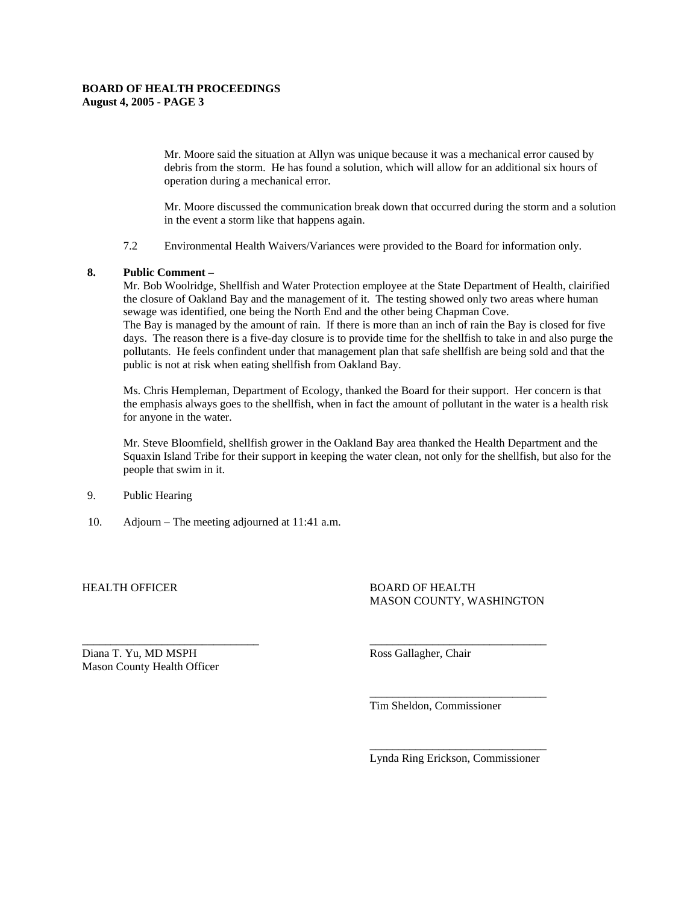Mr. Moore said the situation at Allyn was unique because it was a mechanical error caused by debris from the storm. He has found a solution, which will allow for an additional six hours of operation during a mechanical error.

Mr. Moore discussed the communication break down that occurred during the storm and a solution in the event a storm like that happens again.

7.2 Environmental Health Waivers/Variances were provided to the Board for information only.

**8. Public Comment –**

Mr. Bob Woolridge, Shellfish and Water Protection employee at the State Department of Health, clairified the closure of Oakland Bay and the management of it. The testing showed only two areas where human sewage was identified, one being the North End and the other being Chapman Cove.
The Bay is managed by the amount of rain. If there is more than an inch of rain the Bay is closed for five days. The reason there is a five-day closure is to provide time for the shellfish to take in and also purge the pollutants. He feels confindent under that management plan that safe shellfish are being sold and that the public is not at risk when eating shellfish from Oakland Bay.

Ms. Chris Hempleman, Department of Ecology, thanked the Board for their support. Her concern is that the emphasis always goes to the shellfish, when in fact the amount of pollutant in the water is a health risk for anyone in the water.

Mr. Steve Bloomfield, shellfish grower in the Oakland Bay area thanked the Health Department and the Squaxin Island Tribe for their support in keeping the water clean, not only for the shellfish, but also for the people that swim in it.

9. Public Hearing

10. Adjourn – The meeting adjourned at 11:41 a.m.

HEALTH OFFICER

\_\_\_\_\_\_\_\_\_\_\_\_\_\_\_\_\_\_\_\_\_\_\_\_\_\_\_\_\_\_\_
Diana T. Yu, MD MSPH
Mason County Health Officer

BOARD OF HEALTH
MASON COUNTY, WASHINGTON

\_\_\_\_\_\_\_\_\_\_\_\_\_\_\_\_\_\_\_\_\_\_\_\_\_\_\_\_\_\_\_
Ross Gallagher, Chair

\_\_\_\_\_\_\_\_\_\_\_\_\_\_\_\_\_\_\_\_\_\_\_\_\_\_\_\_\_\_\_
Tim Sheldon, Commissioner

\_\_\_\_\_\_\_\_\_\_\_\_\_\_\_\_\_\_\_\_\_\_\_\_\_\_\_\_\_\_\_
Lynda Ring Erickson, Commissioner